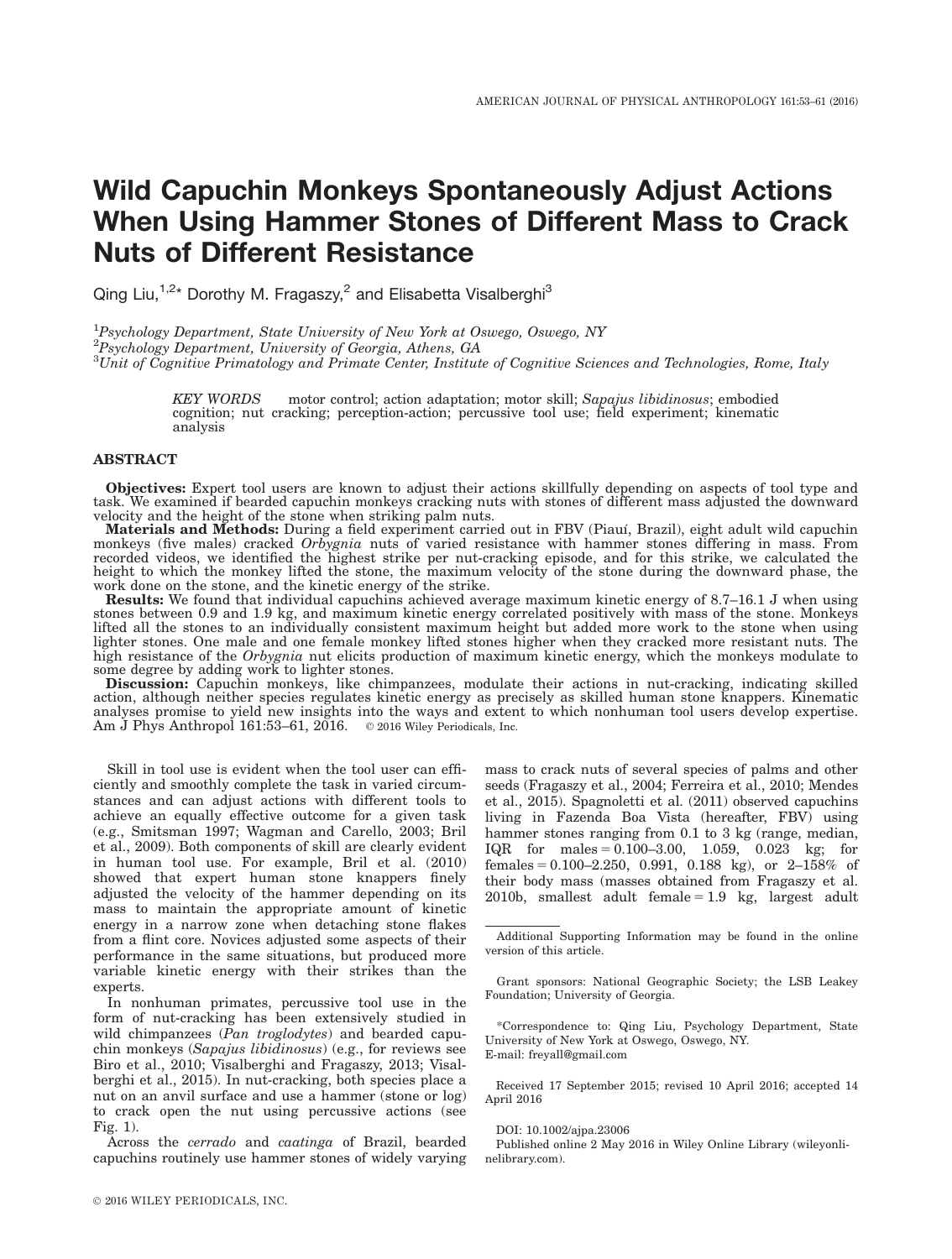# Wild Capuchin Monkeys Spontaneously Adjust Actions When Using Hammer Stones of Different Mass to Crack Nuts of Different Resistance

Qing Liu,[1,2]* Dorothy M. Fragaszy,[2] and Elisabetta Visalberghi[3]

[1]*Psychology Department, State University of New York at Oswego, Oswego, NY*
[2]*Psychology Department, University of Georgia, Athens, GA*
[3]*Unit of Cognitive Primatology and Primate Center, Institute of Cognitive Sciences and Technologies, Rome, Italy*

*KEY WORDS* motor control; action adaptation; motor skill; *Sapajus libidinosus*; embodied cognition; nut cracking; perception-action; percussive tool use; field experiment; kinematic analysis

## ABSTRACT

**Objectives:** Expert tool users are known to adjust their actions skillfully depending on aspects of tool type and task. We examined if bearded capuchin monkeys cracking nuts with stones of different mass adjusted the downward velocity and the height of the stone when striking palm nuts.

**Materials and Methods:** During a field experiment carried out in FBV (Piauí, Brazil), eight adult wild capuchin monkeys (five males) cracked *Orbygnia* nuts of varied resistance with hammer stones differing in mass. From recorded videos, we identified the highest strike per nut-cracking episode, and for this strike, we calculated the height to which the monkey lifted the stone, the maximum velocity of the stone during the downward phase, the work done on the stone, and the kinetic energy of the strike.

**Results:** We found that individual capuchins achieved average maximum kinetic energy of 8.7–16.1 J when using stones between 0.9 and 1.9 kg, and maximum kinetic energy correlated positively with mass of the stone. Monkeys lifted all the stones to an individually consistent maximum height but added more work to the stone when using lighter stones. One male and one female monkey lifted stones higher when they cracked more resistant nuts. The high resistance of the *Orbygnia* nut elicits production of maximum kinetic energy, which the monkeys modulate to some degree by adding work to lighter stones.

**Discussion:** Capuchin monkeys, like chimpanzees, modulate their actions in nut-cracking, indicating skilled action, although neither species regulates kinetic energy as precisely as skilled human stone knappers. Kinematic analyses promise to yield new insights into the ways and extent to which nonhuman tool users develop expertise. Am J Phys Anthropol 161:53–61, 2016. © 2016 Wiley Periodicals, Inc.

Skill in tool use is evident when the tool user can efficiently and smoothly complete the task in varied circumstances and can adjust actions with different tools to achieve an equally effective outcome for a given task (e.g., Smitsman 1997; Wagman and Carello, 2003; Bril et al., 2009). Both components of skill are clearly evident in human tool use. For example, Bril et al. (2010) showed that expert human stone knappers finely adjusted the velocity of the hammer depending on its mass to maintain the appropriate amount of kinetic energy in a narrow zone when detaching stone flakes from a flint core. Novices adjusted some aspects of their performance in the same situations, but produced more variable kinetic energy with their strikes than the experts.

In nonhuman primates, percussive tool use in the form of nut-cracking has been extensively studied in wild chimpanzees (*Pan troglodytes*) and bearded capuchin monkeys (*Sapajus libidinosus*) (e.g., for reviews see Biro et al., 2010; Visalberghi and Fragaszy, 2013; Visalberghi et al., 2015). In nut-cracking, both species place a nut on an anvil surface and use a hammer (stone or log) to crack open the nut using percussive actions (see Fig. 1).

Across the *cerrado* and *caatinga* of Brazil, bearded capuchins routinely use hammer stones of widely varying mass to crack nuts of several species of palms and other seeds (Fragaszy et al., 2004; Ferreira et al., 2010; Mendes et al., 2015). Spagnoletti et al. (2011) observed capuchins living in Fazenda Boa Vista (hereafter, FBV) using hammer stones ranging from 0.1 to 3 kg (range, median, IQR for males = 0.100–3.00, 1.059, 0.023 kg; for females = 0.100–2.250, 0.991, 0.188 kg), or 2–158% of their body mass (masses obtained from Fragaszy et al. 2010b, smallest adult female = 1.9 kg, largest adult

Additional Supporting Information may be found in the online version of this article.

Grant sponsors: National Geographic Society; the LSB Leakey Foundation; University of Georgia.

*Correspondence to: Qing Liu, Psychology Department, State University of New York at Oswego, Oswego, NY. E-mail: freyall@gmail.com

Received 17 September 2015; revised 10 April 2016; accepted 14 April 2016

DOI: 10.1002/ajpa.23006
Published online 2 May 2016 in Wiley Online Library (wileyonlinelibrary.com).

© 2016 WILEY PERIODICALS, INC.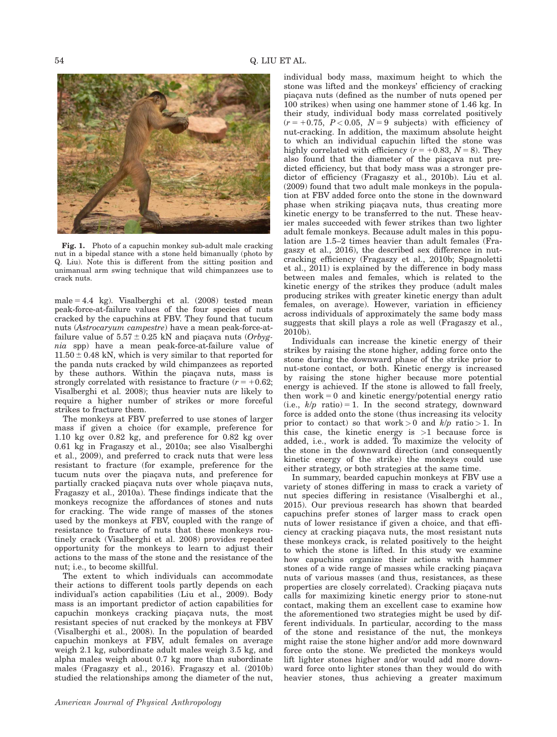Fig. 1. Photo of a capuchin monkey sub-adult male cracking nut in a bipedal stance with a stone held bimanually (photo by Q. Liu). Note this is different from the sitting position and unimanual arm swing technique that wild chimpanzees use to crack nuts.

male = 4.4 kg). Visalberghi et al. (2008) tested mean peak-force-at-failure values of the four species of nuts cracked by the capuchins at FBV. They found that tucum nuts (*Astrocaryum campestre*) have a mean peak-force-at-failure value of $5.57 \pm 0.25$ kN and piaçava nuts (*Orbygnia* spp) have a mean peak-force-at-failure value of $11.50 \pm 0.48$ kN, which is very similar to that reported for the panda nuts cracked by wild chimpanzees as reported by these authors. Within the piaçava nuts, mass is strongly correlated with resistance to fracture ($r = +0.62$; Visalberghi et al. 2008); thus heavier nuts are likely to require a higher number of strikes or more forceful strikes to fracture them.

The monkeys at FBV preferred to use stones of larger mass if given a choice (for example, preference for 1.10 kg over 0.82 kg, and preference for 0.82 kg over 0.61 kg in Fragaszy et al., 2010a; see also Visalberghi et al., 2009), and preferred to crack nuts that were less resistant to fracture (for example, preference for the tucum nuts over the piaçava nuts, and preference for partially cracked piaçava nuts over whole piaçava nuts, Fragaszy et al., 2010a). These findings indicate that the monkeys recognize the affordances of stones and nuts for cracking. The wide range of masses of the stones used by the monkeys at FBV, coupled with the range of resistance to fracture of nuts that these monkeys routinely crack (Visalberghi et al. 2008) provides repeated opportunity for the monkeys to learn to adjust their actions to the mass of the stone and the resistance of the nut; i.e., to become skillful.

The extent to which individuals can accommodate their actions to different tools partly depends on each individual's action capabilities (Liu et al., 2009). Body mass is an important predictor of action capabilities for capuchin monkeys cracking piaçava nuts, the most resistant species of nut cracked by the monkeys at FBV (Visalberghi et al., 2008). In the population of bearded capuchin monkeys at FBV, adult females on average weigh 2.1 kg, subordinate adult males weigh 3.5 kg, and alpha males weigh about 0.7 kg more than subordinate males (Fragaszy et al., 2016). Fragaszy et al. (2010b) studied the relationships among the diameter of the nut, individual body mass, maximum height to which the stone was lifted and the monkeys' efficiency of cracking piaçava nuts (defined as the number of nuts opened per 100 strikes) when using one hammer stone of 1.46 kg. In their study, individual body mass correlated positively ($r = +0.75$, $P < 0.05$, $N = 9$ subjects) with efficiency of nut-cracking. In addition, the maximum absolute height to which an individual capuchin lifted the stone was highly correlated with efficiency ($r = +0.83$, $N = 8$). They also found that the diameter of the piaçava nut predicted efficiency, but that body mass was a stronger predictor of efficiency (Fragaszy et al., 2010b). Liu et al. (2009) found that two adult male monkeys in the population at FBV added force onto the stone in the downward phase when striking piaçava nuts, thus creating more kinetic energy to be transferred to the nut. These heavier males succeeded with fewer strikes than two lighter adult female monkeys. Because adult males in this population are 1.5–2 times heavier than adult females (Fragaszy et al., 2016), the described sex difference in nut-cracking efficiency (Fragaszy et al., 2010b; Spagnoletti et al., 2011) is explained by the difference in body mass between males and females, which is related to the kinetic energy of the strikes they produce (adult males producing strikes with greater kinetic energy than adult females, on average). However, variation in efficiency across individuals of approximately the same body mass suggests that skill plays a role as well (Fragaszy et al., 2010b).

Individuals can increase the kinetic energy of their strikes by raising the stone higher, adding force onto the stone during the downward phase of the strike prior to nut-stone contact, or both. Kinetic energy is increased by raising the stone higher because more potential energy is achieved. If the stone is allowed to fall freely, then work = 0 and kinetic energy/potential energy ratio (i.e., $k/p$ ratio) = 1. In the second strategy, downward force is added onto the stone (thus increasing its velocity prior to contact) so that work > 0 and $k/p$ ratio > 1. In this case, the kinetic energy is >1 because force is added, i.e., work is added. To maximize the velocity of the stone in the downward direction (and consequently kinetic energy of the strike) the monkeys could use either strategy, or both strategies at the same time.

In summary, bearded capuchin monkeys at FBV use a variety of stones differing in mass to crack a variety of nut species differing in resistance (Visalberghi et al., 2015). Our previous research has shown that bearded capuchins prefer stones of larger mass to crack open nuts of lower resistance if given a choice, and that efficiency at cracking piaçava nuts, the most resistant nuts these monkeys crack, is related positively to the height to which the stone is lifted. In this study we examine how capuchins organize their actions with hammer stones of a wide range of masses while cracking piaçava nuts of various masses (and thus, resistances, as these properties are closely correlated). Cracking piaçava nuts calls for maximizing kinetic energy prior to stone-nut contact, making them an excellent case to examine how the aforementioned two strategies might be used by different individuals. In particular, according to the mass of the stone and resistance of the nut, the monkeys might raise the stone higher and/or add more downward force onto the stone. We predicted the monkeys would lift lighter stones higher and/or would add more downward force onto lighter stones than they would do with heavier stones, thus achieving a greater maximum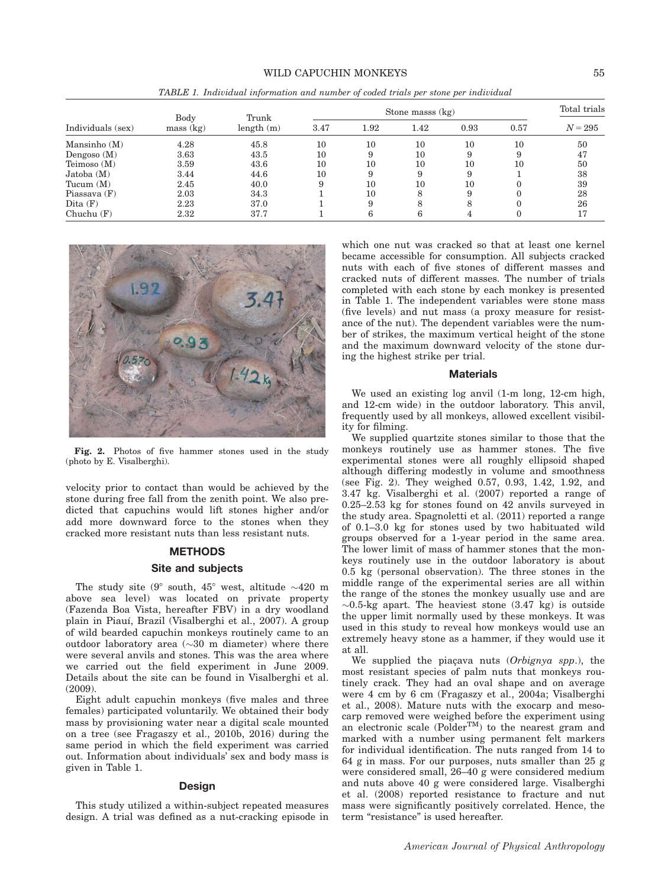*TABLE 1. Individual information and number of coded trials per stone per individual*

| Individuals (sex) | Body mass (kg) | Trunk length (m) | Stone mass (kg) | | | | | Total trials |
|---|---|---|---|---|---|---|---|---|
| | | | 3.47 | 1.92 | 1.42 | 0.93 | 0.57 | $N = 295$ |
| Mansinho (M) | 4.28 | 45.8 | 10 | 10 | 10 | 10 | 10 | 50 |
| Dengoso (M) | 3.63 | 43.5 | 10 | 9 | 10 | 9 | 9 | 47 |
| Teimoso (M) | 3.59 | 43.6 | 10 | 10 | 10 | 10 | 10 | 50 |
| Jatoba (M) | 3.44 | 44.6 | 10 | 9 | 9 | 9 | 1 | 38 |
| Tucum (M) | 2.45 | 40.0 | 9 | 10 | 10 | 10 | 0 | 39 |
| Piassava (F) | 2.03 | 34.3 | 1 | 10 | 8 | 9 | 0 | 28 |
| Dita (F) | 2.23 | 37.0 | 1 | 9 | 8 | 8 | 0 | 26 |
| Chuchu (F) | 2.32 | 37.7 | 1 | 6 | 6 | 4 | 0 | 17 |

**Fig. 2.** Photos of five hammer stones used in the study (photo by E. Visalberghi).

velocity prior to contact than would be achieved by the stone during free fall from the zenith point. We also predicted that capuchins would lift stones higher and/or add more downward force to the stones when they cracked more resistant nuts than less resistant nuts.

## METHODS

### Site and subjects

The study site (9° south, 45° west, altitude ~420 m above sea level) was located on private property (Fazenda Boa Vista, hereafter FBV) in a dry woodland plain in Piauí, Brazil (Visalberghi et al., 2007). A group of wild bearded capuchin monkeys routinely came to an outdoor laboratory area (~30 m diameter) where there were several anvils and stones. This was the area where we carried out the field experiment in June 2009. Details about the site can be found in Visalberghi et al. (2009).

Eight adult capuchin monkeys (five males and three females) participated voluntarily. We obtained their body mass by provisioning water near a digital scale mounted on a tree (see Fragaszy et al., 2010b, 2016) during the same period in which the field experiment was carried out. Information about individuals' sex and body mass is given in Table 1.

### Design

This study utilized a within-subject repeated measures design. A trial was defined as a nut-cracking episode in which one nut was cracked so that at least one kernel became accessible for consumption. All subjects cracked nuts with each of five stones of different masses and cracked nuts of different masses. The number of trials completed with each stone by each monkey is presented in Table 1. The independent variables were stone mass (five levels) and nut mass (a proxy measure for resistance of the nut). The dependent variables were the number of strikes, the maximum vertical height of the stone and the maximum downward velocity of the stone during the highest strike per trial.

### Materials

We used an existing log anvil (1-m long, 12-cm high, and 12-cm wide) in the outdoor laboratory. This anvil, frequently used by all monkeys, allowed excellent visibility for filming.

We supplied quartzite stones similar to those that the monkeys routinely use as hammer stones. The five experimental stones were all roughly ellipsoid shaped although differing modestly in volume and smoothness (see Fig. 2). They weighed 0.57, 0.93, 1.42, 1.92, and 3.47 kg. Visalberghi et al. (2007) reported a range of 0.25–2.53 kg for stones found on 42 anvils surveyed in the study area. Spagnoletti et al. (2011) reported a range of 0.1–3.0 kg for stones used by two habituated wild groups observed for a 1-year period in the same area. The lower limit of mass of hammer stones that the monkeys routinely use in the outdoor laboratory is about 0.5 kg (personal observation). The three stones in the middle range of the experimental series are all within the range of the stones the monkey usually use and are ~0.5-kg apart. The heaviest stone (3.47 kg) is outside the upper limit normally used by these monkeys. It was used in this study to reveal how monkeys would use an extremely heavy stone as a hammer, if they would use it at all.

We supplied the piaçava nuts (*Orbignya spp.*), the most resistant species of palm nuts that monkeys routinely crack. They had an oval shape and on average were 4 cm by 6 cm (Fragaszy et al., 2004a; Visalberghi et al., 2008). Mature nuts with the exocarp and mesocarp removed were weighed before the experiment using an electronic scale (Polder™) to the nearest gram and marked with a number using permanent felt markers for individual identification. The nuts ranged from 14 to 64 g in mass. For our purposes, nuts smaller than 25 g were considered small, 26–40 g were considered medium and nuts above 40 g were considered large. Visalberghi et al. (2008) reported resistance to fracture and nut mass were significantly positively correlated. Hence, the term "resistance" is used hereafter.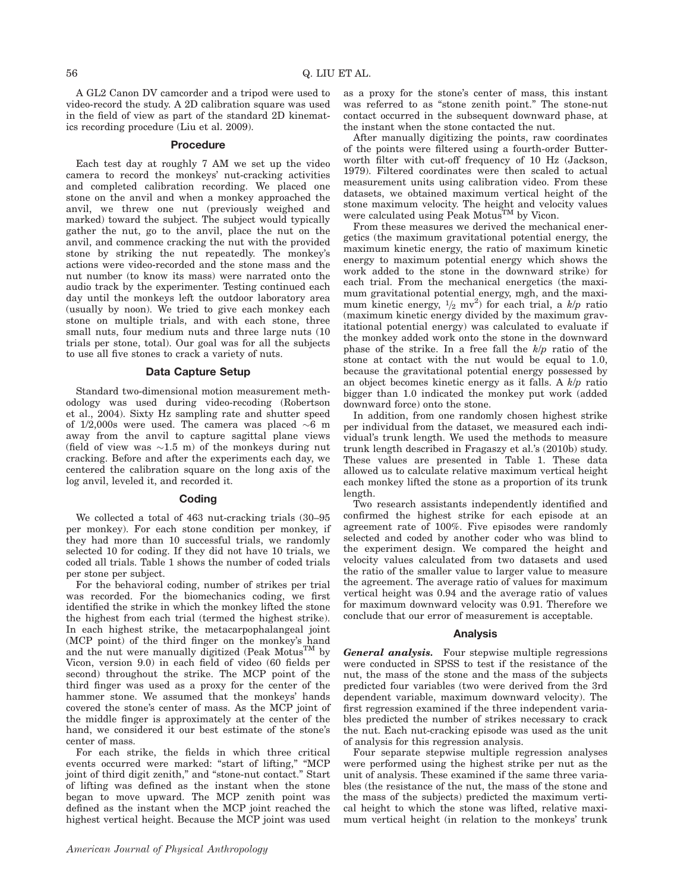A GL2 Canon DV camcorder and a tripod were used to video-record the study. A 2D calibration square was used in the field of view as part of the standard 2D kinematics recording procedure (Liu et al. 2009).

### Procedure

Each test day at roughly 7 AM we set up the video camera to record the monkeys' nut-cracking activities and completed calibration recording. We placed one stone on the anvil and when a monkey approached the anvil, we threw one nut (previously weighed and marked) toward the subject. The subject would typically gather the nut, go to the anvil, place the nut on the anvil, and commence cracking the nut with the provided stone by striking the nut repeatedly. The monkey's actions were video-recorded and the stone mass and the nut number (to know its mass) were narrated onto the audio track by the experimenter. Testing continued each day until the monkeys left the outdoor laboratory area (usually by noon). We tried to give each monkey each stone on multiple trials, and with each stone, three small nuts, four medium nuts and three large nuts (10 trials per stone, total). Our goal was for all the subjects to use all five stones to crack a variety of nuts.

### Data Capture Setup

Standard two-dimensional motion measurement methodology was used during video-recoding (Robertson et al., 2004). Sixty Hz sampling rate and shutter speed of 1/2,000s were used. The camera was placed ~6 m away from the anvil to capture sagittal plane views (field of view was ~1.5 m) of the monkeys during nut cracking. Before and after the experiments each day, we centered the calibration square on the long axis of the log anvil, leveled it, and recorded it.

### Coding

We collected a total of 463 nut-cracking trials (30–95 per monkey). For each stone condition per monkey, if they had more than 10 successful trials, we randomly selected 10 for coding. If they did not have 10 trials, we coded all trials. Table 1 shows the number of coded trials per stone per subject.

For the behavioral coding, number of strikes per trial was recorded. For the biomechanics coding, we first identified the strike in which the monkey lifted the stone the highest from each trial (termed the highest strike). In each highest strike, the metacarpophalangeal joint (MCP point) of the third finger on the monkey's hand and the nut were manually digitized (Peak Motus™ by Vicon, version 9.0) in each field of video (60 fields per second) throughout the strike. The MCP point of the third finger was used as a proxy for the center of the hammer stone. We assumed that the monkeys' hands covered the stone's center of mass. As the MCP joint of the middle finger is approximately at the center of the hand, we considered it our best estimate of the stone's center of mass.

For each strike, the fields in which three critical events occurred were marked: "start of lifting," "MCP joint of third digit zenith," and "stone-nut contact." Start of lifting was defined as the instant when the stone began to move upward. The MCP zenith point was defined as the instant when the MCP joint reached the highest vertical height. Because the MCP joint was used as a proxy for the stone's center of mass, this instant was referred to as "stone zenith point." The stone-nut contact occurred in the subsequent downward phase, at the instant when the stone contacted the nut.

After manually digitizing the points, raw coordinates of the points were filtered using a fourth-order Butterworth filter with cut-off frequency of 10 Hz (Jackson, 1979). Filtered coordinates were then scaled to actual measurement units using calibration video. From these datasets, we obtained maximum vertical height of the stone maximum velocity. The height and velocity values were calculated using Peak Motus™ by Vicon.

From these measures we derived the mechanical energetics (the maximum gravitational potential energy, the maximum kinetic energy, the ratio of maximum kinetic energy to maximum potential energy which shows the work added to the stone in the downward strike) for each trial. From the mechanical energetics (the maximum gravitational potential energy, mgh, and the maximum kinetic energy, $\frac{1}{2}$ mv$^2$) for each trial, a *k*/*p* ratio (maximum kinetic energy divided by the maximum gravitational potential energy) was calculated to evaluate if the monkey added work onto the stone in the downward phase of the strike. In a free fall the *k*/*p* ratio of the stone at contact with the nut would be equal to 1.0, because the gravitational potential energy possessed by an object becomes kinetic energy as it falls. A *k*/*p* ratio bigger than 1.0 indicated the monkey put work (added downward force) onto the stone.

In addition, from one randomly chosen highest strike per individual from the dataset, we measured each individual's trunk length. We used the methods to measure trunk length described in Fragaszy et al.'s (2010b) study. These values are presented in Table 1. These data allowed us to calculate relative maximum vertical height each monkey lifted the stone as a proportion of its trunk length.

Two research assistants independently identified and confirmed the highest strike for each episode at an agreement rate of 100%. Five episodes were randomly selected and coded by another coder who was blind to the experiment design. We compared the height and velocity values calculated from two datasets and used the ratio of the smaller value to larger value to measure the agreement. The average ratio of values for maximum vertical height was 0.94 and the average ratio of values for maximum downward velocity was 0.91. Therefore we conclude that our error of measurement is acceptable.

### Analysis

***General analysis.*** Four stepwise multiple regressions were conducted in SPSS to test if the resistance of the nut, the mass of the stone and the mass of the subjects predicted four variables (two were derived from the 3rd dependent variable, maximum downward velocity). The first regression examined if the three independent variables predicted the number of strikes necessary to crack the nut. Each nut-cracking episode was used as the unit of analysis for this regression analysis.

Four separate stepwise multiple regression analyses were performed using the highest strike per nut as the unit of analysis. These examined if the same three variables (the resistance of the nut, the mass of the stone and the mass of the subjects) predicted the maximum vertical height to which the stone was lifted, relative maximum vertical height (in relation to the monkeys' trunk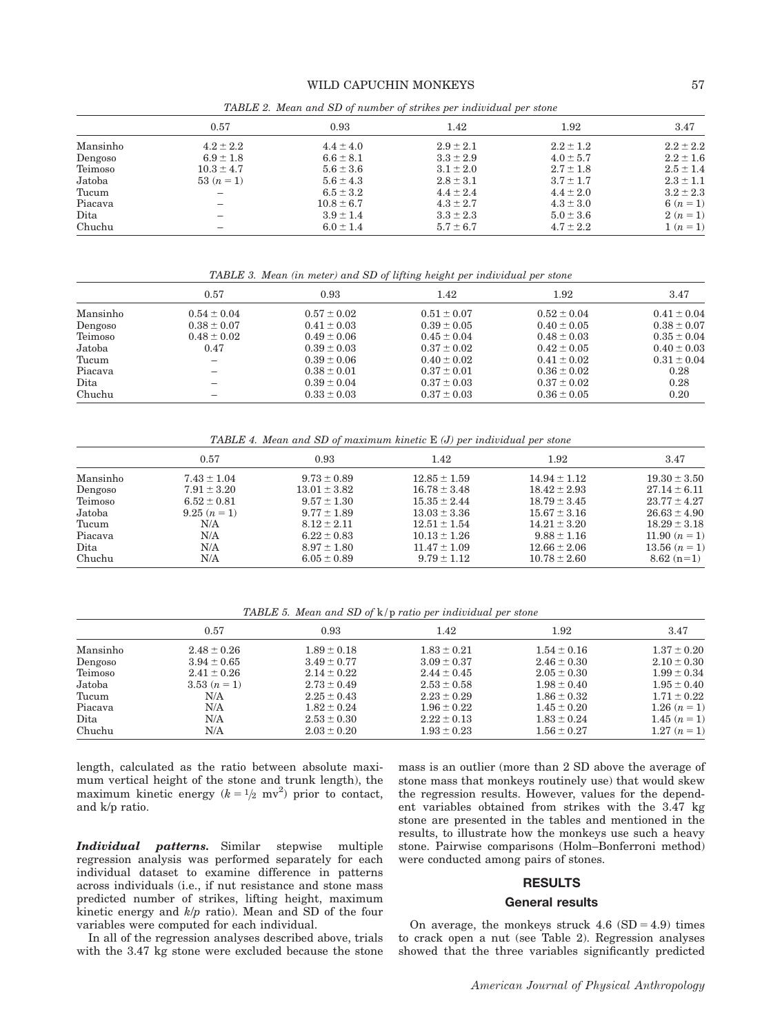*TABLE 2. Mean and SD of number of strikes per individual per stone*

| | 0.57 | 0.93 | 1.42 | 1.92 | 3.47 |
|---|---|---|---|---|---|
| Mansinho | 4.2 ± 2.2 | 4.4 ± 4.0 | 2.9 ± 2.1 | 2.2 ± 1.2 | 2.2 ± 2.2 |
| Dengoso | 6.9 ± 1.8 | 6.6 ± 8.1 | 3.3 ± 2.9 | 4.0 ± 5.7 | 2.2 ± 1.6 |
| Teimoso | 10.3 ± 4.7 | 5.6 ± 3.6 | 3.1 ± 2.0 | 2.7 ± 1.8 | 2.5 ± 1.4 |
| Jatoba | 53 ($n$ = 1) | 5.6 ± 4.3 | 2.8 ± 3.1 | 3.7 ± 1.7 | 2.3 ± 1.1 |
| Tucum | – | 6.5 ± 3.2 | 4.4 ± 2.4 | 4.4 ± 2.0 | 3.2 ± 2.3 |
| Piacava | – | 10.8 ± 6.7 | 4.3 ± 2.7 | 4.3 ± 3.0 | 6 ($n$ = 1) |
| Dita | – | 3.9 ± 1.4 | 3.3 ± 2.3 | 5.0 ± 3.6 | 2 ($n$ = 1) |
| Chuchu | – | 6.0 ± 1.4 | 5.7 ± 6.7 | 4.7 ± 2.2 | 1 ($n$ = 1) |

*TABLE 3. Mean (in meter) and SD of lifting height per individual per stone*

| | 0.57 | 0.93 | 1.42 | 1.92 | 3.47 |
|---|---|---|---|---|---|
| Mansinho | 0.54 ± 0.04 | 0.57 ± 0.02 | 0.51 ± 0.07 | 0.52 ± 0.04 | 0.41 ± 0.04 |
| Dengoso | 0.38 ± 0.07 | 0.41 ± 0.03 | 0.39 ± 0.05 | 0.40 ± 0.05 | 0.38 ± 0.07 |
| Teimoso | 0.48 ± 0.02 | 0.49 ± 0.06 | 0.45 ± 0.04 | 0.48 ± 0.03 | 0.35 ± 0.04 |
| Jatoba | 0.47 | 0.39 ± 0.03 | 0.37 ± 0.02 | 0.42 ± 0.05 | 0.40 ± 0.03 |
| Tucum | – | 0.39 ± 0.06 | 0.40 ± 0.02 | 0.41 ± 0.02 | 0.31 ± 0.04 |
| Piacava | – | 0.38 ± 0.01 | 0.37 ± 0.01 | 0.36 ± 0.02 | 0.28 |
| Dita | – | 0.39 ± 0.04 | 0.37 ± 0.03 | 0.37 ± 0.02 | 0.28 |
| Chuchu | – | 0.33 ± 0.03 | 0.37 ± 0.03 | 0.36 ± 0.05 | 0.20 |

*TABLE 4. Mean and SD of maximum kinetic E (J) per individual per stone*

| | 0.57 | 0.93 | 1.42 | 1.92 | 3.47 |
|---|---|---|---|---|---|
| Mansinho | 7.43 ± 1.04 | 9.73 ± 0.89 | 12.85 ± 1.59 | 14.94 ± 1.12 | 19.30 ± 3.50 |
| Dengoso | 7.91 ± 3.20 | 13.01 ± 3.82 | 16.78 ± 3.48 | 18.42 ± 2.93 | 27.14 ± 6.11 |
| Teimoso | 6.52 ± 0.81 | 9.57 ± 1.30 | 15.35 ± 2.44 | 18.79 ± 3.45 | 23.77 ± 4.27 |
| Jatoba | 9.25 ($n$ = 1) | 9.77 ± 1.89 | 13.03 ± 3.36 | 15.67 ± 3.16 | 26.63 ± 4.90 |
| Tucum | N/A | 8.12 ± 2.11 | 12.51 ± 1.54 | 14.21 ± 3.20 | 18.29 ± 3.18 |
| Piacava | N/A | 6.22 ± 0.83 | 10.13 ± 1.26 | 9.88 ± 1.16 | 11.90 ($n$ = 1) |
| Dita | N/A | 8.97 ± 1.80 | 11.47 ± 1.09 | 12.66 ± 2.06 | 13.56 ($n$ = 1) |
| Chuchu | N/A | 6.05 ± 0.89 | 9.79 ± 1.12 | 10.78 ± 2.60 | 8.62 ($n$=1) |

*TABLE 5. Mean and SD of k/p ratio per individual per stone*

| | 0.57 | 0.93 | 1.42 | 1.92 | 3.47 |
|---|---|---|---|---|---|
| Mansinho | 2.48 ± 0.26 | 1.89 ± 0.18 | 1.83 ± 0.21 | 1.54 ± 0.16 | 1.37 ± 0.20 |
| Dengoso | 3.94 ± 0.65 | 3.49 ± 0.77 | 3.09 ± 0.37 | 2.46 ± 0.30 | 2.10 ± 0.30 |
| Teimoso | 2.41 ± 0.26 | 2.14 ± 0.22 | 2.44 ± 0.45 | 2.05 ± 0.30 | 1.99 ± 0.34 |
| Jatoba | 3.53 ($n$ = 1) | 2.73 ± 0.49 | 2.53 ± 0.58 | 1.98 ± 0.40 | 1.95 ± 0.40 |
| Tucum | N/A | 2.25 ± 0.43 | 2.23 ± 0.29 | 1.86 ± 0.32 | 1.71 ± 0.22 |
| Piacava | N/A | 1.82 ± 0.24 | 1.96 ± 0.22 | 1.45 ± 0.20 | 1.26 ($n$ = 1) |
| Dita | N/A | 2.53 ± 0.30 | 2.22 ± 0.13 | 1.83 ± 0.24 | 1.45 ($n$ = 1) |
| Chuchu | N/A | 2.03 ± 0.20 | 1.93 ± 0.23 | 1.56 ± 0.27 | 1.27 ($n$ = 1) |

length, calculated as the ratio between absolute maximum vertical height of the stone and trunk length), the maximum kinetic energy ($k = \frac{1}{2}\ mv^2$) prior to contact, and k/p ratio.

***Individual patterns.*** Similar stepwise multiple regression analysis was performed separately for each individual dataset to examine difference in patterns across individuals (i.e., if nut resistance and stone mass predicted number of strikes, lifting height, maximum kinetic energy and *k/p* ratio). Mean and SD of the four variables were computed for each individual.

In all of the regression analyses described above, trials with the 3.47 kg stone were excluded because the stone mass is an outlier (more than 2 SD above the average of stone mass that monkeys routinely use) that would skew the regression results. However, values for the dependent variables obtained from strikes with the 3.47 kg stone are presented in the tables and mentioned in the results, to illustrate how the monkeys use such a heavy stone. Pairwise comparisons (Holm–Bonferroni method) were conducted among pairs of stones.

## RESULTS

### General results

On average, the monkeys struck 4.6 (SD = 4.9) times to crack open a nut (see Table 2). Regression analyses showed that the three variables significantly predicted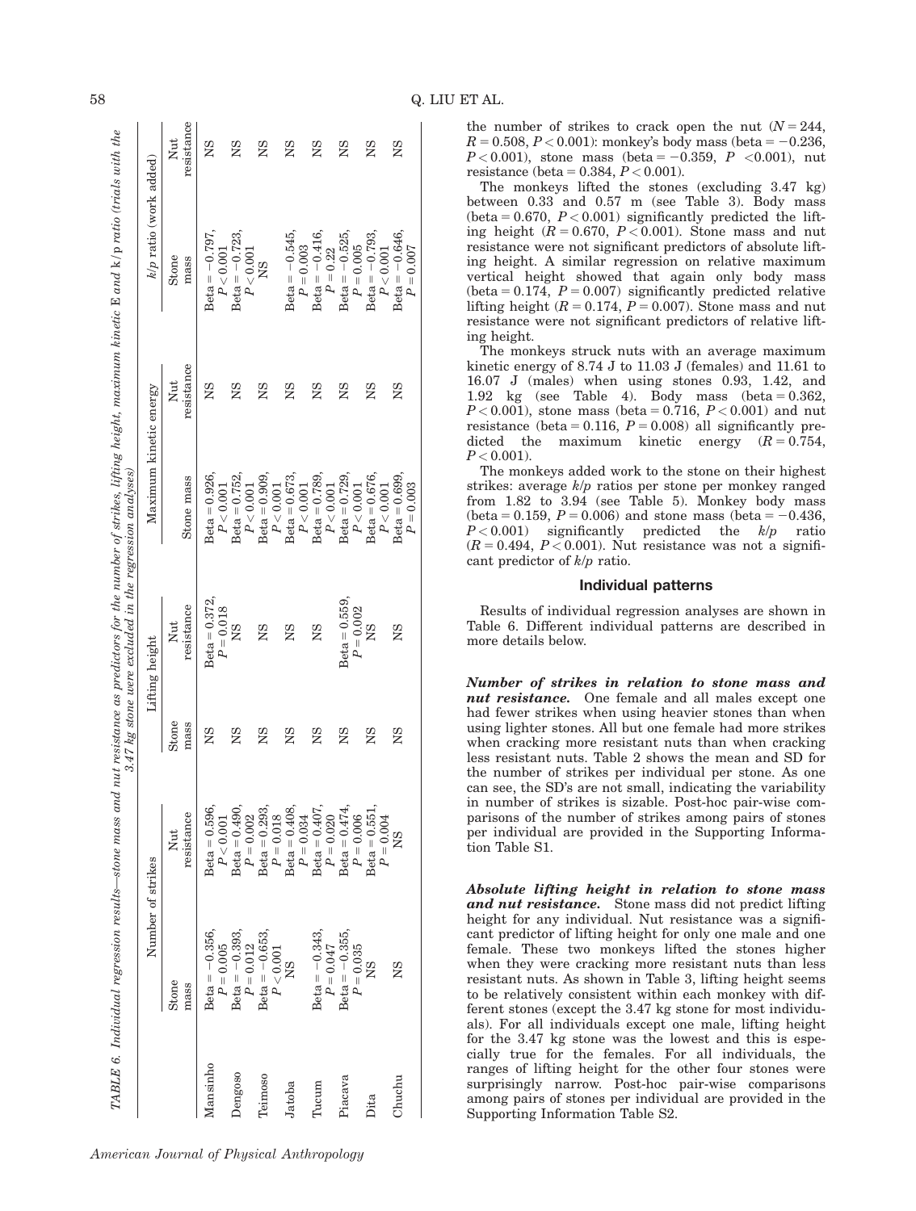TABLE 6. *Individual regression results—stone mass and nut resistance as predictors for the number of strikes, lifting height, maximum kinetic* E *and* k/p *ratio (trials with the 3.47 kg stone were excluded in the regression analyses)*

| | Number of strikes | | Lifting height | | Maximum kinetic energy | | k/p ratio (work added) | |
|---|---|---|---|---|---|---|---|---|
| | Stone mass | Nut resistance | Stone mass | Nut resistance | Stone mass | Nut resistance | Stone mass | Nut resistance |
| Mansinho | Beta = −0.356, $P$ = 0.005 | Beta = 0.596, $P$ < 0.001 | NS | Beta = 0.372, $P$ = 0.018 | Beta = 0.926, $P$ < 0.001 | NS | Beta = −0.797, $P$ < 0.001 | NS |
| Dengoso | Beta = −0.393, $P$ = 0.012 | Beta = 0.490, $P$ = 0.002 | NS | NS | Beta = 0.752, $P$ < 0.001 | NS | Beta = −0.723, $P$ < 0.001 | NS |
| Teimoso | Beta = −0.653, $P$ < 0.001 | Beta = 0.293, $P$ = 0.018 | NS | NS | Beta = 0.909, $P$ < 0.001 | NS | NS | NS |
| Jatoba | NS | Beta = 0.408, $P$ = 0.034 | NS | NS | Beta = 0.673, $P$ < 0.001 | NS | Beta = −0.545, $P$ = 0.003 | NS |
| Tucum | Beta = −0.343, $P$ = 0.047 | Beta = 0.407, $P$ = 0.020 | NS | NS | Beta = 0.789, $P$ < 0.001 | NS | Beta = −0.416, $P$ = 0.22 | NS |
| Piacava | Beta = −0.355, $P$ = 0.035 | Beta = 0.474, $P$ = 0.006 | NS | Beta = 0.559, $P$ = 0.002 | Beta = 0.729, $P$ < 0.001 | NS | Beta = −0.525, $P$ = 0.005 | NS |
| Dita | NS | Beta = 0.551, $P$ = 0.004 | NS | NS | Beta = 0.676, $P$ < 0.001 | NS | Beta = −0.793, $P$ < 0.001 | NS |
| Chuchu | NS | NS | NS | NS | Beta = 0.699, $P$ = 0.003 | NS | Beta = −0.646, $P$ = 0.007 | NS |

the number of strikes to crack open the nut ($N$ = 244, $R$ = 0.508, $P$ < 0.001): monkey's body mass (beta = −0.236, $P$ < 0.001), stone mass (beta = −0.359, $P$ < 0.001), nut resistance (beta = 0.384, $P$ < 0.001).

The monkeys lifted the stones (excluding 3.47 kg) between 0.33 and 0.57 m (see Table 3). Body mass (beta = 0.670, $P$ < 0.001) significantly predicted the lifting height ($R$ = 0.670, $P$ < 0.001). Stone mass and nut resistance were not significant predictors of absolute lifting height. A similar regression on relative maximum vertical height showed that again only body mass (beta = 0.174, $P$ = 0.007) significantly predicted relative lifting height ($R$ = 0.174, $P$ = 0.007). Stone mass and nut resistance were not significant predictors of relative lifting height.

The monkeys struck nuts with an average maximum kinetic energy of 8.74 J to 11.03 J (females) and 11.61 to 16.07 J (males) when using stones 0.93, 1.42, and 1.92 kg (see Table 4). Body mass (beta = 0.362, $P$ < 0.001), stone mass (beta = 0.716, $P$ < 0.001) and nut resistance (beta = 0.116, $P$ = 0.008) all significantly predicted the maximum kinetic energy ($R$ = 0.754, $P$ < 0.001).

The monkeys added work to the stone on their highest strikes: average $k/p$ ratios per stone per monkey ranged from 1.82 to 3.94 (see Table 5). Monkey body mass (beta = 0.159, $P$ = 0.006) and stone mass (beta = −0.436, $P$ < 0.001) significantly predicted the $k/p$ ratio ($R$ = 0.494, $P$ < 0.001). Nut resistance was not a significant predictor of $k/p$ ratio.

## Individual patterns

Results of individual regression analyses are shown in Table 6. Different individual patterns are described in more details below.

***Number of strikes in relation to stone mass and nut resistance.*** One female and all males except one had fewer strikes when using heavier stones than when using lighter stones. All but one female had more strikes when cracking more resistant nuts than when cracking less resistant nuts. Table 2 shows the mean and SD for the number of strikes per individual per stone. As one can see, the SD's are not small, indicating the variability in number of strikes is sizable. Post-hoc pair-wise comparisons of the number of strikes among pairs of stones per individual are provided in the Supporting Information Table S1.

***Absolute lifting height in relation to stone mass and nut resistance.*** Stone mass did not predict lifting height for any individual. Nut resistance was a significant predictor of lifting height for only one male and one female. These two monkeys lifted the stones higher when they were cracking more resistant nuts than less resistant nuts. As shown in Table 3, lifting height seems to be relatively consistent within each monkey with different stones (except the 3.47 kg stone for most individuals). For all individuals except one male, lifting height for the 3.47 kg stone was the lowest and this is especially true for the females. For all individuals, the ranges of lifting height for the other four stones were surprisingly narrow. Post-hoc pair-wise comparisons among pairs of stones per individual are provided in the Supporting Information Table S2.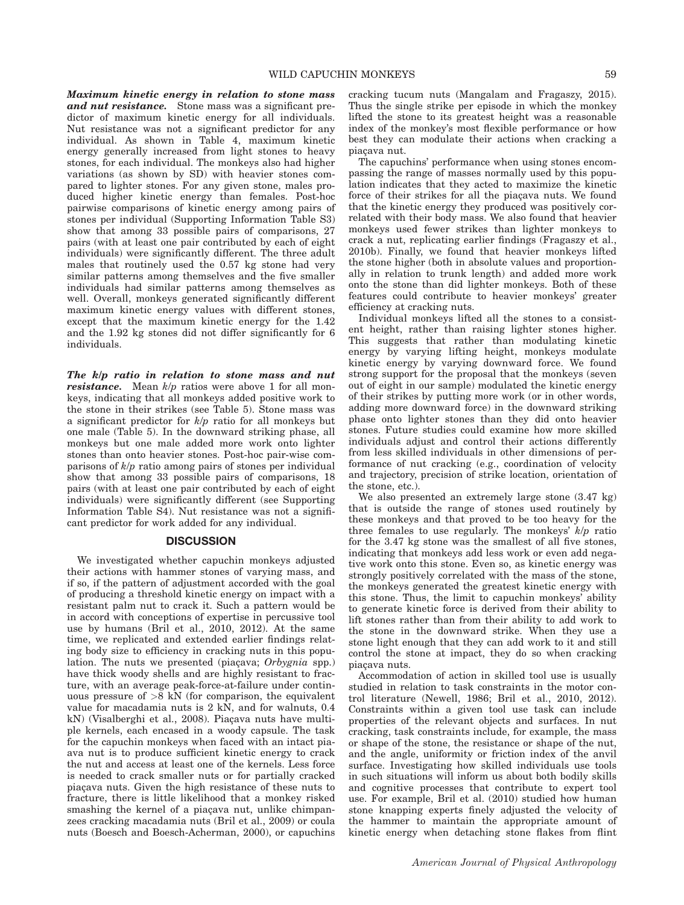***Maximum kinetic energy in relation to stone mass and nut resistance.*** Stone mass was a significant predictor of maximum kinetic energy for all individuals. Nut resistance was not a significant predictor for any individual. As shown in Table 4, maximum kinetic energy generally increased from light stones to heavy stones, for each individual. The monkeys also had higher variations (as shown by SD) with heavier stones compared to lighter stones. For any given stone, males produced higher kinetic energy than females. Post-hoc pairwise comparisons of kinetic energy among pairs of stones per individual (Supporting Information Table S3) show that among 33 possible pairs of comparisons, 27 pairs (with at least one pair contributed by each of eight individuals) were significantly different. The three adult males that routinely used the 0.57 kg stone had very similar patterns among themselves and the five smaller individuals had similar patterns among themselves as well. Overall, monkeys generated significantly different maximum kinetic energy values with different stones, except that the maximum kinetic energy for the 1.42 and the 1.92 kg stones did not differ significantly for 6 individuals.

***The k/p ratio in relation to stone mass and nut resistance.*** Mean *k*/*p* ratios were above 1 for all monkeys, indicating that all monkeys added positive work to the stone in their strikes (see Table 5). Stone mass was a significant predictor for *k*/*p* ratio for all monkeys but one male (Table 5). In the downward striking phase, all monkeys but one male added more work onto lighter stones than onto heavier stones. Post-hoc pair-wise comparisons of *k*/*p* ratio among pairs of stones per individual show that among 33 possible pairs of comparisons, 18 pairs (with at least one pair contributed by each of eight individuals) were significantly different (see Supporting Information Table S4). Nut resistance was not a significant predictor for work added for any individual.

## DISCUSSION

We investigated whether capuchin monkeys adjusted their actions with hammer stones of varying mass, and if so, if the pattern of adjustment accorded with the goal of producing a threshold kinetic energy on impact with a resistant palm nut to crack it. Such a pattern would be in accord with conceptions of expertise in percussive tool use by humans (Bril et al., 2010, 2012). At the same time, we replicated and extended earlier findings relating body size to efficiency in cracking nuts in this population. The nuts we presented (piaçava; *Orbygnia* spp.) have thick woody shells and are highly resistant to fracture, with an average peak-force-at-failure under continuous pressure of >8 kN (for comparison, the equivalent value for macadamia nuts is 2 kN, and for walnuts, 0.4 kN) (Visalberghi et al., 2008). Piaçava nuts have multiple kernels, each encased in a woody capsule. The task for the capuchin monkeys when faced with an intact piaava nut is to produce sufficient kinetic energy to crack the nut and access at least one of the kernels. Less force is needed to crack smaller nuts or for partially cracked piaçava nuts. Given the high resistance of these nuts to fracture, there is little likelihood that a monkey risked smashing the kernel of a piaçava nut, unlike chimpanzees cracking macadamia nuts (Bril et al., 2009) or coula nuts (Boesch and Boesch-Acherman, 2000), or capuchins cracking tucum nuts (Mangalam and Fragaszy, 2015). Thus the single strike per episode in which the monkey lifted the stone to its greatest height was a reasonable index of the monkey's most flexible performance or how best they can modulate their actions when cracking a piaçava nut.

The capuchins' performance when using stones encompassing the range of masses normally used by this population indicates that they acted to maximize the kinetic force of their strikes for all the piaçava nuts. We found that the kinetic energy they produced was positively correlated with their body mass. We also found that heavier monkeys used fewer strikes than lighter monkeys to crack a nut, replicating earlier findings (Fragaszy et al., 2010b). Finally, we found that heavier monkeys lifted the stone higher (both in absolute values and proportionally in relation to trunk length) and added more work onto the stone than did lighter monkeys. Both of these features could contribute to heavier monkeys' greater efficiency at cracking nuts.

Individual monkeys lifted all the stones to a consistent height, rather than raising lighter stones higher. This suggests that rather than modulating kinetic energy by varying lifting height, monkeys modulate kinetic energy by varying downward force. We found strong support for the proposal that the monkeys (seven out of eight in our sample) modulated the kinetic energy of their strikes by putting more work (or in other words, adding more downward force) in the downward striking phase onto lighter stones than they did onto heavier stones. Future studies could examine how more skilled individuals adjust and control their actions differently from less skilled individuals in other dimensions of performance of nut cracking (e.g., coordination of velocity and trajectory, precision of strike location, orientation of the stone, etc.).

We also presented an extremely large stone (3.47 kg) that is outside the range of stones used routinely by these monkeys and that proved to be too heavy for the three females to use regularly. The monkeys' *k*/*p* ratio for the 3.47 kg stone was the smallest of all five stones, indicating that monkeys add less work or even add negative work onto this stone. Even so, as kinetic energy was strongly positively correlated with the mass of the stone, the monkeys generated the greatest kinetic energy with this stone. Thus, the limit to capuchin monkeys' ability to generate kinetic force is derived from their ability to lift stones rather than from their ability to add work to the stone in the downward strike. When they use a stone light enough that they can add work to it and still control the stone at impact, they do so when cracking piaçava nuts.

Accommodation of action in skilled tool use is usually studied in relation to task constraints in the motor control literature (Newell, 1986; Bril et al., 2010, 2012). Constraints within a given tool use task can include properties of the relevant objects and surfaces. In nut cracking, task constraints include, for example, the mass or shape of the stone, the resistance or shape of the nut, and the angle, uniformity or friction index of the anvil surface. Investigating how skilled individuals use tools in such situations will inform us about both bodily skills and cognitive processes that contribute to expert tool use. For example, Bril et al. (2010) studied how human stone knapping experts finely adjusted the velocity of the hammer to maintain the appropriate amount of kinetic energy when detaching stone flakes from flint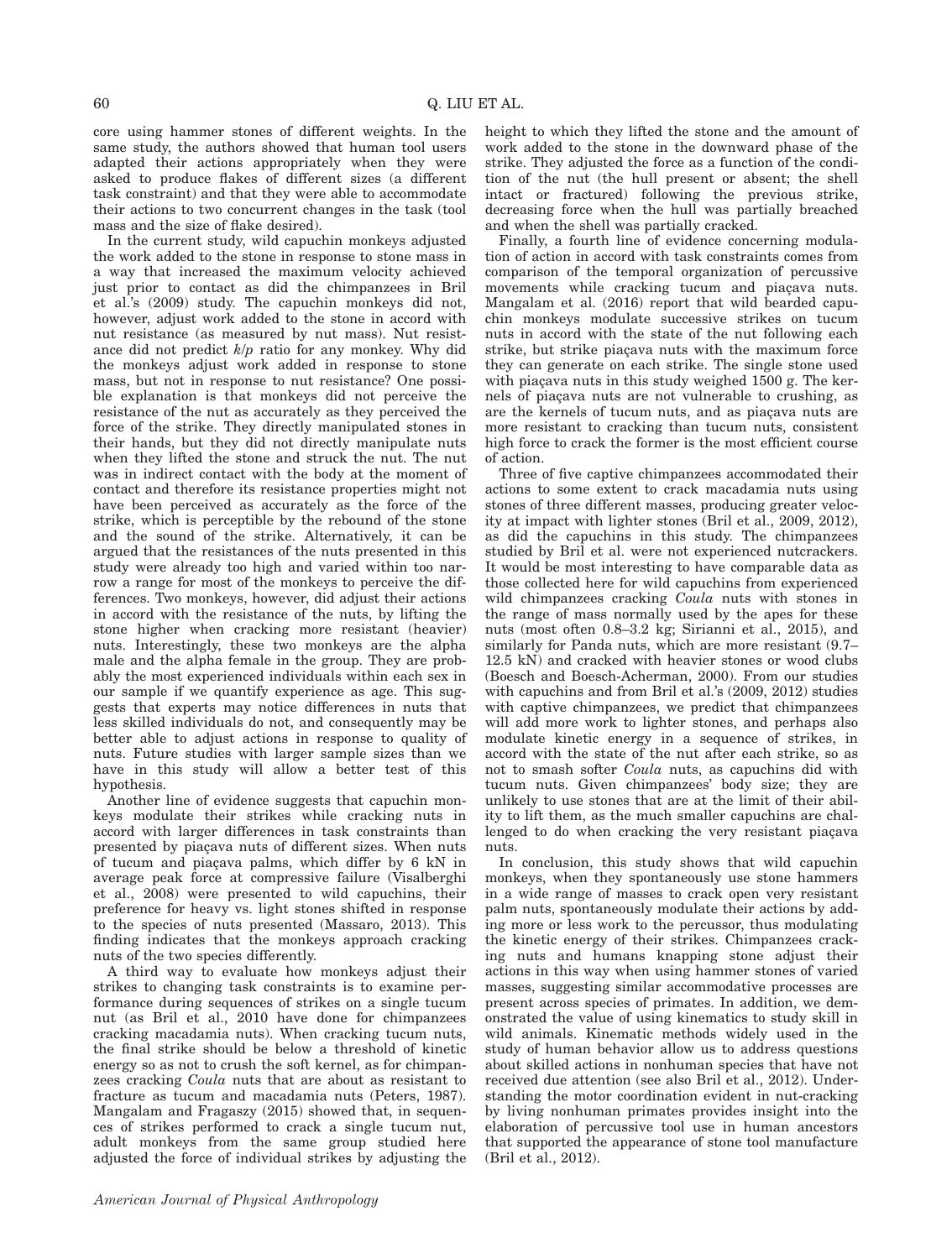core using hammer stones of different weights. In the same study, the authors showed that human tool users adapted their actions appropriately when they were asked to produce flakes of different sizes (a different task constraint) and that they were able to accommodate their actions to two concurrent changes in the task (tool mass and the size of flake desired).

In the current study, wild capuchin monkeys adjusted the work added to the stone in response to stone mass in a way that increased the maximum velocity achieved just prior to contact as did the chimpanzees in Bril et al.'s (2009) study. The capuchin monkeys did not, however, adjust work added to the stone in accord with nut resistance (as measured by nut mass). Nut resistance did not predict $k/p$ ratio for any monkey. Why did the monkeys adjust work added in response to stone mass, but not in response to nut resistance? One possible explanation is that monkeys did not perceive the resistance of the nut as accurately as they perceived the force of the strike. They directly manipulated stones in their hands, but they did not directly manipulate nuts when they lifted the stone and struck the nut. The nut was in indirect contact with the body at the moment of contact and therefore its resistance properties might not have been perceived as accurately as the force of the strike, which is perceptible by the rebound of the stone and the sound of the strike. Alternatively, it can be argued that the resistances of the nuts presented in this study were already too high and varied within too narrow a range for most of the monkeys to perceive the differences. Two monkeys, however, did adjust their actions in accord with the resistance of the nuts, by lifting the stone higher when cracking more resistant (heavier) nuts. Interestingly, these two monkeys are the alpha male and the alpha female in the group. They are probably the most experienced individuals within each sex in our sample if we quantify experience as age. This suggests that experts may notice differences in nuts that less skilled individuals do not, and consequently may be better able to adjust actions in response to quality of nuts. Future studies with larger sample sizes than we have in this study will allow a better test of this hypothesis.

Another line of evidence suggests that capuchin monkeys modulate their strikes while cracking nuts in accord with larger differences in task constraints than presented by piaçava nuts of different sizes. When nuts of tucum and piaçava palms, which differ by 6 kN in average peak force at compressive failure (Visalberghi et al., 2008) were presented to wild capuchins, their preference for heavy vs. light stones shifted in response to the species of nuts presented (Massaro, 2013). This finding indicates that the monkeys approach cracking nuts of the two species differently.

A third way to evaluate how monkeys adjust their strikes to changing task constraints is to examine performance during sequences of strikes on a single tucum nut (as Bril et al., 2010 have done for chimpanzees cracking macadamia nuts). When cracking tucum nuts, the final strike should be below a threshold of kinetic energy so as not to crush the soft kernel, as for chimpanzees cracking *Coula* nuts that are about as resistant to fracture as tucum and macadamia nuts (Peters, 1987). Mangalam and Fragaszy (2015) showed that, in sequences of strikes performed to crack a single tucum nut, adult monkeys from the same group studied here adjusted the force of individual strikes by adjusting the height to which they lifted the stone and the amount of work added to the stone in the downward phase of the strike. They adjusted the force as a function of the condition of the nut (the hull present or absent; the shell intact or fractured) following the previous strike, decreasing force when the hull was partially breached and when the shell was partially cracked.

Finally, a fourth line of evidence concerning modulation of action in accord with task constraints comes from comparison of the temporal organization of percussive movements while cracking tucum and piaçava nuts. Mangalam et al. (2016) report that wild bearded capuchin monkeys modulate successive strikes on tucum nuts in accord with the state of the nut following each strike, but strike piaçava nuts with the maximum force they can generate on each strike. The single stone used with piaçava nuts in this study weighed 1500 g. The kernels of piaçava nuts are not vulnerable to crushing, as are the kernels of tucum nuts, and as piaçava nuts are more resistant to cracking than tucum nuts, consistent high force to crack the former is the most efficient course of action.

Three of five captive chimpanzees accommodated their actions to some extent to crack macadamia nuts using stones of three different masses, producing greater velocity at impact with lighter stones (Bril et al., 2009, 2012), as did the capuchins in this study. The chimpanzees studied by Bril et al. were not experienced nutcrackers. It would be most interesting to have comparable data as those collected here for wild capuchins from experienced wild chimpanzees cracking *Coula* nuts with stones in the range of mass normally used by the apes for these nuts (most often 0.8–3.2 kg; Sirianni et al., 2015), and similarly for Panda nuts, which are more resistant (9.7–12.5 kN) and cracked with heavier stones or wood clubs (Boesch and Boesch-Acherman, 2000). From our studies with capuchins and from Bril et al.'s (2009, 2012) studies with captive chimpanzees, we predict that chimpanzees will add more work to lighter stones, and perhaps also modulate kinetic energy in a sequence of strikes, in accord with the state of the nut after each strike, so as not to smash softer *Coula* nuts, as capuchins did with tucum nuts. Given chimpanzees' body size; they are unlikely to use stones that are at the limit of their ability to lift them, as the much smaller capuchins are challenged to do when cracking the very resistant piaçava nuts.

In conclusion, this study shows that wild capuchin monkeys, when they spontaneously use stone hammers in a wide range of masses to crack open very resistant palm nuts, spontaneously modulate their actions by adding more or less work to the percussor, thus modulating the kinetic energy of their strikes. Chimpanzees cracking nuts and humans knapping stone adjust their actions in this way when using hammer stones of varied masses, suggesting similar accommodative processes are present across species of primates. In addition, we demonstrated the value of using kinematics to study skill in wild animals. Kinematic methods widely used in the study of human behavior allow us to address questions about skilled actions in nonhuman species that have not received due attention (see also Bril et al., 2012). Understanding the motor coordination evident in nut-cracking by living nonhuman primates provides insight into the elaboration of percussive tool use in human ancestors that supported the appearance of stone tool manufacture (Bril et al., 2012).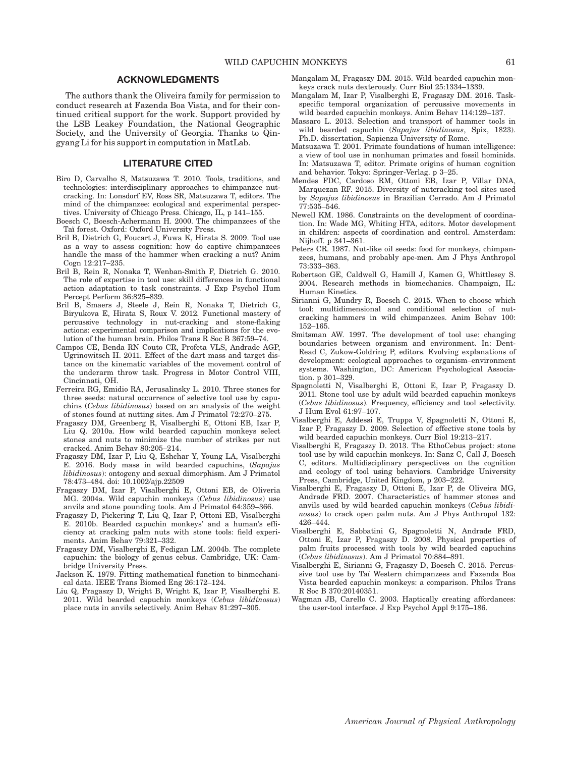## ACKNOWLEDGMENTS

The authors thank the Oliveira family for permission to conduct research at Fazenda Boa Vista, and for their continued critical support for the work. Support provided by the LSB Leakey Foundation, the National Geographic Society, and the University of Georgia. Thanks to Qingyang Li for his support in computation in MatLab.

## LITERATURE CITED

Biro D, Carvalho S, Matsuzawa T. 2010. Tools, traditions, and technologies: interdisciplinary approaches to chimpanzee nut-cracking. In: Lonsdorf EV, Ross SR, Matsuzawa T, editors. The mind of the chimpanzee: ecological and experimental perspectives. University of Chicago Press. Chicago, IL, p 141–155.

Boesch C, Boesch-Achermann H. 2000. The chimpanzees of the Taï forest. Oxford: Oxford University Press.

Bril B, Dietrich G, Foucart J, Fuwa K, Hirata S. 2009. Tool use as a way to assess cognition: how do captive chimpanzees handle the mass of the hammer when cracking a nut? Anim Cogn 12:217–235.

Bril B, Rein R, Nonaka T, Wenban-Smith F, Dietrich G. 2010. The role of expertise in tool use: skill differences in functional action adaptation to task constraints. J Exp Psychol Hum Percept Perform 36:825–839.

Bril B, Smaers J, Steele J, Rein R, Nonaka T, Dietrich G, Biryukova E, Hirata S, Roux V. 2012. Functional mastery of percussive technology in nut-cracking and stone-flaking actions: experimental comparison and implications for the evolution of the human brain. Philos Trans R Soc B 367:59–74.

Campos CE, Benda RN Couto CR, Profeta VLS, Andrade AGP, Ugrinowitsch H. 2011. Effect of the dart mass and target distance on the kinematic variables of the movement control of the underarm throw task. Progress in Motor Control VIII, Cincinnati, OH.

Ferreira RG, Emidio RA, Jerusalinsky L. 2010. Three stones for three seeds: natural occurrence of selective tool use by capuchins (*Cebus libidinosus*) based on an analysis of the weight of stones found at nutting sites. Am J Primatol 72:270–275.

Fragaszy DM, Greenberg R, Visalberghi E, Ottoni EB, Izar P, Liu Q. 2010a. How wild bearded capuchin monkeys select stones and nuts to minimize the number of strikes per nut cracked. Anim Behav 80:205–214.

Fragaszy DM, Izar P, Liu Q, Eshchar Y, Young LA, Visalberghi E. 2016. Body mass in wild bearded capuchins, (*Sapajus libidinosus*): ontogeny and sexual dimorphism. Am J Primatol 78:473–484. doi: 10.1002/ajp.22509

Fragaszy DM, Izar P, Visalberghi E, Ottoni EB, de Oliveria MG. 2004a. Wild capuchin monkeys (*Cebus libidinosus*) use anvils and stone pounding tools. Am J Primatol 64:359–366.

Fragaszy D, Pickering T, Liu Q, Izar P, Ottoni EB, Visalberghi E. 2010b. Bearded capuchin monkeys' and a human's efficiency at cracking palm nuts with stone tools: field experiments. Anim Behav 79:321–332.

Fragaszy DM, Visalberghi E, Fedigan LM. 2004b. The complete capuchin: the biology of genus cebus. Cambridge, UK: Cambridge University Press.

Jackson K. 1979. Fitting mathematical function to binmechanical data. IEEE Trans Biomed Eng 26:172–124.

Liu Q, Fragaszy D, Wright B, Wright K, Izar P, Visalberghi E. 2011. Wild bearded capuchin monkeys (*Cebus libidinosus*) place nuts in anvils selectively. Anim Behav 81:297–305.

Mangalam M, Fragaszy DM. 2015. Wild bearded capuchin monkeys crack nuts dexterously. Curr Biol 25:1334–1339.

Mangalam M, Izar P, Visalberghi E, Fragaszy DM. 2016. Task-specific temporal organization of percussive movements in wild bearded capuchin monkeys. Anim Behav 114:129–137.

Massaro L. 2013. Selection and transport of hammer tools in wild bearded capuchin (*Sapajus libidinosus*, Spix, 1823). Ph.D. dissertation, Sapienza University of Rome.

Matsuzawa T. 2001. Primate foundations of human intelligence: a view of tool use in nonhuman primates and fossil hominids. In: Matsuzawa T, editor. Primate origins of human cognition and behavior. Tokyo: Springer-Verlag. p 3–25.

Mendes FDC, Cardoso RM, Ottoni EB, Izar P, Villar DNA, Marquezan RF. 2015. Diversity of nutcracking tool sites used by *Sapajus libidinosus* in Brazilian Cerrado. Am J Primatol 77:535–546.

Newell KM. 1986. Constraints on the development of coordination. In: Wade MG, Whiting HTA, editors. Motor development in children: aspects of coordination and control. Amsterdam: Nijhoff. p 341–361.

Peters CR. 1987. Nut-like oil seeds: food for monkeys, chimpanzees, humans, and probably ape-men. Am J Phys Anthropol 73:333–363.

Robertson GE, Caldwell G, Hamill J, Kamen G, Whittlesey S. 2004. Research methods in biomechanics. Champaign, IL: Human Kinetics.

Sirianni G, Mundry R, Boesch C. 2015. When to choose which tool: multidimensional and conditional selection of nut-cracking hammers in wild chimpanzees. Anim Behav 100: 152–165.

Smitsman AW. 1997. The development of tool use: changing boundaries between organism and environment. In: Dent-Read C, Zukow-Goldring P, editors. Evolving explanations of development: ecological approaches to organism–environment systems. Washington, DC: American Psychological Association. p 301–329.

Spagnoletti N, Visalberghi E, Ottoni E, Izar P, Fragaszy D. 2011. Stone tool use by adult wild bearded capuchin monkeys (*Cebus libidinosus*). Frequency, efficiency and tool selectivity. J Hum Evol 61:97–107.

Visalberghi E, Addessi E, Truppa V, Spagnoletti N, Ottoni E, Izar P, Fragaszy D. 2009. Selection of effective stone tools by wild bearded capuchin monkeys. Curr Biol 19:213–217.

Visalberghi E, Fragaszy D. 2013. The EthoCebus project: stone tool use by wild capuchin monkeys. In: Sanz C, Call J, Boesch C, editors. Multidisciplinary perspectives on the cognition and ecology of tool using behaviors. Cambridge University Press, Cambridge, United Kingdom, p 203–222.

Visalberghi E, Fragaszy D, Ottoni E, Izar P, de Oliveira MG, Andrade FRD. 2007. Characteristics of hammer stones and anvils used by wild bearded capuchin monkeys (*Cebus libidinosus*) to crack open palm nuts. Am J Phys Anthropol 132: 426–444.

Visalberghi E, Sabbatini G, Spagnoletti N, Andrade FRD, Ottoni E, Izar P, Fragaszy D. 2008. Physical properties of palm fruits processed with tools by wild bearded capuchins (*Cebus libidinosus*). Am J Primatol 70:884–891.

Visalberghi E, Sirianni G, Fragaszy D, Boesch C. 2015. Percussive tool use by Taï Western chimpanzees and Fazenda Boa Vista bearded capuchin monkeys: a comparison. Philos Trans R Soc B 370:20140351.

Wagman JB, Carello C. 2003. Haptically creating affordances: the user-tool interface. J Exp Psychol Appl 9:175–186.